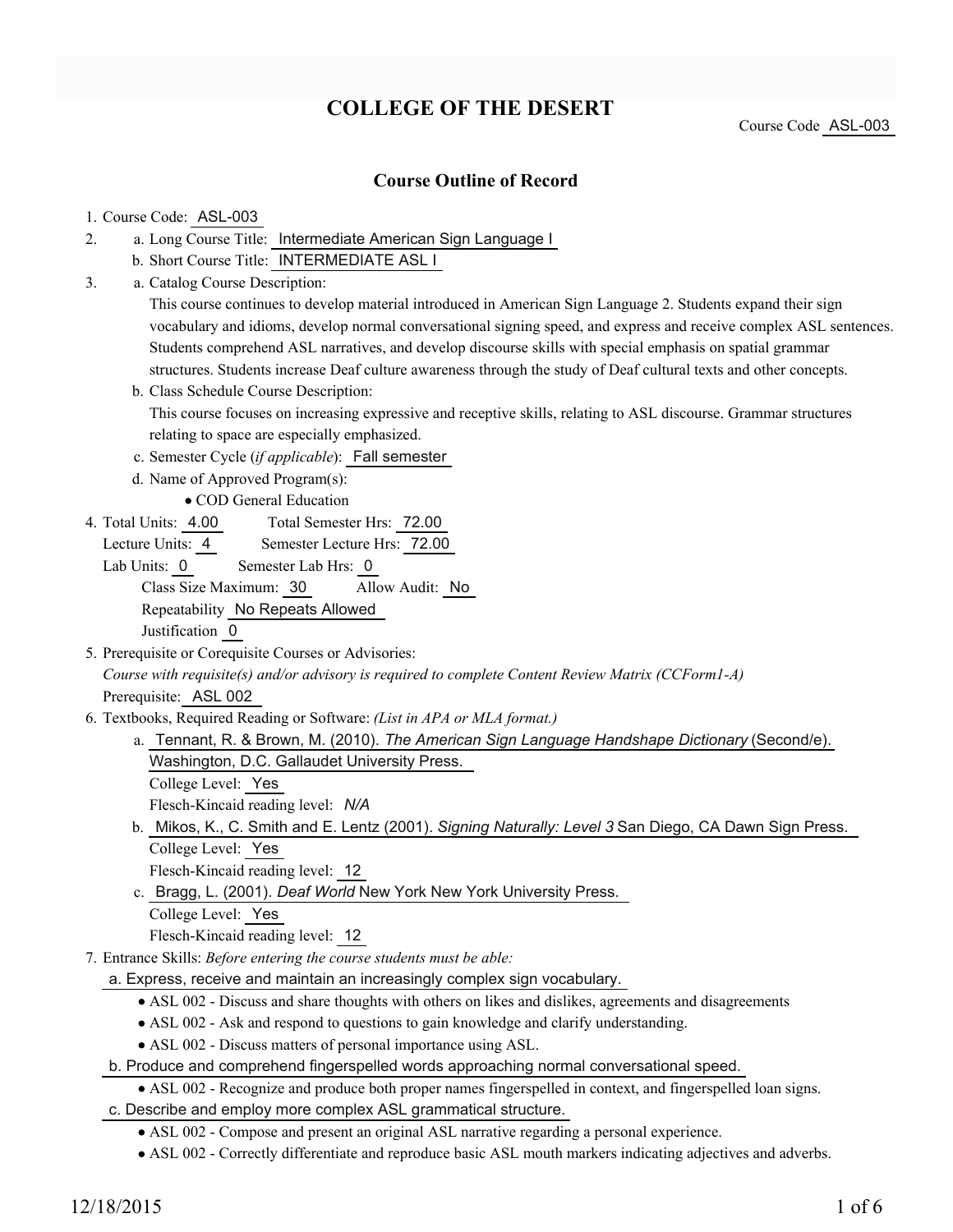# COLLEGE OF THE DESERT

Course Code ASL-003

## Course Outline of Record

1. Course Code: ASL-003
2. a. Long Course Title: Intermediate American Sign Language I
   b. Short Course Title: INTERMEDIATE ASL I
3. a. Catalog Course Description:
   This course continues to develop material introduced in American Sign Language 2. Students expand their sign vocabulary and idioms, develop normal conversational signing speed, and express and receive complex ASL sentences. Students comprehend ASL narratives, and develop discourse skills with special emphasis on spatial grammar structures. Students increase Deaf culture awareness through the study of Deaf cultural texts and other concepts.
   b. Class Schedule Course Description:
   This course focuses on increasing expressive and receptive skills, relating to ASL discourse. Grammar structures relating to space are especially emphasized.
   c. Semester Cycle (*if applicable*): Fall semester
   d. Name of Approved Program(s):
      - COD General Education
4. Total Units: 4.00 Total Semester Hrs: 72.00
   Lecture Units: 4 Semester Lecture Hrs: 72.00
   Lab Units: 0 Semester Lab Hrs: 0
   Class Size Maximum: 30 Allow Audit: No
   Repeatability No Repeats Allowed
   Justification 0
5. Prerequisite or Corequisite Courses or Advisories:
   *Course with requisite(s) and/or advisory is required to complete Content Review Matrix (CCForm1-A)*
   Prerequisite: ASL 002
6. Textbooks, Required Reading or Software: *(List in APA or MLA format.)*
   a. Tennant, R. & Brown, M. (2010). *The American Sign Language Handshape Dictionary* (Second/e). Washington, D.C. Gallaudet University Press.
      College Level: Yes
      Flesch-Kincaid reading level: *N/A*
   b. Mikos, K., C. Smith and E. Lentz (2001). *Signing Naturally: Level 3* San Diego, CA Dawn Sign Press.
      College Level: Yes
      Flesch-Kincaid reading level: 12
   c. Bragg, L. (2001). *Deaf World* New York New York University Press.
      College Level: Yes
      Flesch-Kincaid reading level: 12
7. Entrance Skills: *Before entering the course students must be able:*
   a. Express, receive and maintain an increasingly complex sign vocabulary.
      - ASL 002 - Discuss and share thoughts with others on likes and dislikes, agreements and disagreements
      - ASL 002 - Ask and respond to questions to gain knowledge and clarify understanding.
      - ASL 002 - Discuss matters of personal importance using ASL.
   b. Produce and comprehend fingerspelled words approaching normal conversational speed.
      - ASL 002 - Recognize and produce both proper names fingerspelled in context, and fingerspelled loan signs.
   c. Describe and employ more complex ASL grammatical structure.
      - ASL 002 - Compose and present an original ASL narrative regarding a personal experience.
      - ASL 002 - Correctly differentiate and reproduce basic ASL mouth markers indicating adjectives and adverbs.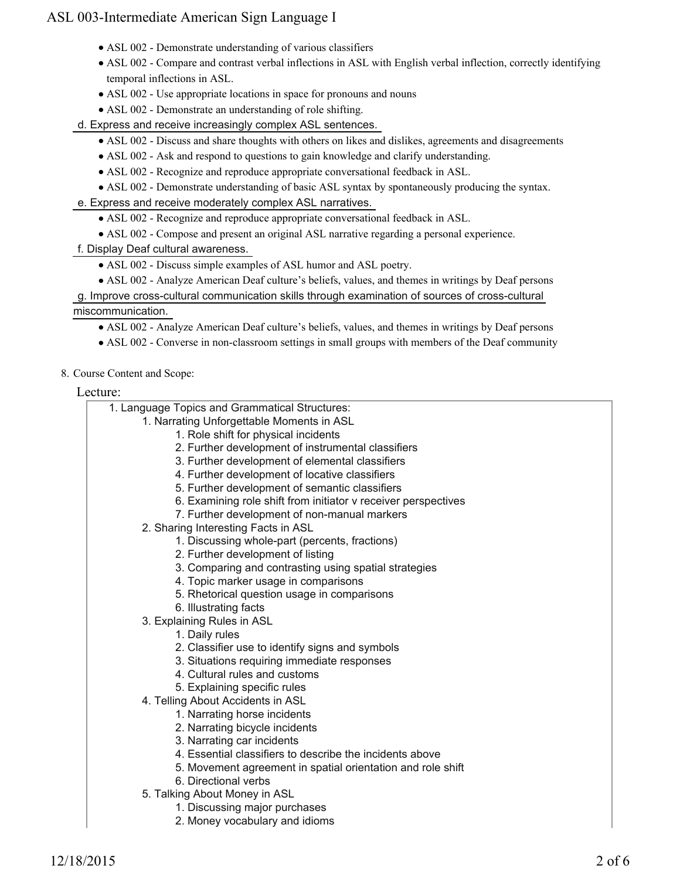- ASL 002 - Demonstrate understanding of various classifiers
- ASL 002 - Compare and contrast verbal inflections in ASL with English verbal inflection, correctly identifying temporal inflections in ASL.
- ASL 002 - Use appropriate locations in space for pronouns and nouns
- ASL 002 - Demonstrate an understanding of role shifting.

d. Express and receive increasingly complex ASL sentences.

- ASL 002 - Discuss and share thoughts with others on likes and dislikes, agreements and disagreements
- ASL 002 - Ask and respond to questions to gain knowledge and clarify understanding.
- ASL 002 - Recognize and reproduce appropriate conversational feedback in ASL.
- ASL 002 - Demonstrate understanding of basic ASL syntax by spontaneously producing the syntax.

e. Express and receive moderately complex ASL narratives.

- ASL 002 - Recognize and reproduce appropriate conversational feedback in ASL.
- ASL 002 - Compose and present an original ASL narrative regarding a personal experience.

f. Display Deaf cultural awareness.

- ASL 002 - Discuss simple examples of ASL humor and ASL poetry.
- ASL 002 - Analyze American Deaf culture's beliefs, values, and themes in writings by Deaf persons

g. Improve cross-cultural communication skills through examination of sources of cross-cultural miscommunication.

- ASL 002 - Analyze American Deaf culture's beliefs, values, and themes in writings by Deaf persons
- ASL 002 - Converse in non-classroom settings in small groups with members of the Deaf community

8. Course Content and Scope:

Lecture:

1. Language Topics and Grammatical Structures:
    1. Narrating Unforgettable Moments in ASL
        1. Role shift for physical incidents
        2. Further development of instrumental classifiers
        3. Further development of elemental classifiers
        4. Further development of locative classifiers
        5. Further development of semantic classifiers
        6. Examining role shift from initiator v receiver perspectives
        7. Further development of non-manual markers
    2. Sharing Interesting Facts in ASL
        1. Discussing whole-part (percents, fractions)
        2. Further development of listing
        3. Comparing and contrasting using spatial strategies
        4. Topic marker usage in comparisons
        5. Rhetorical question usage in comparisons
        6. Illustrating facts
    3. Explaining Rules in ASL
        1. Daily rules
        2. Classifier use to identify signs and symbols
        3. Situations requiring immediate responses
        4. Cultural rules and customs
        5. Explaining specific rules
    4. Telling About Accidents in ASL
        1. Narrating horse incidents
        2. Narrating bicycle incidents
        3. Narrating car incidents
        4. Essential classifiers to describe the incidents above
        5. Movement agreement in spatial orientation and role shift
        6. Directional verbs
    5. Talking About Money in ASL
        1. Discussing major purchases
        2. Money vocabulary and idioms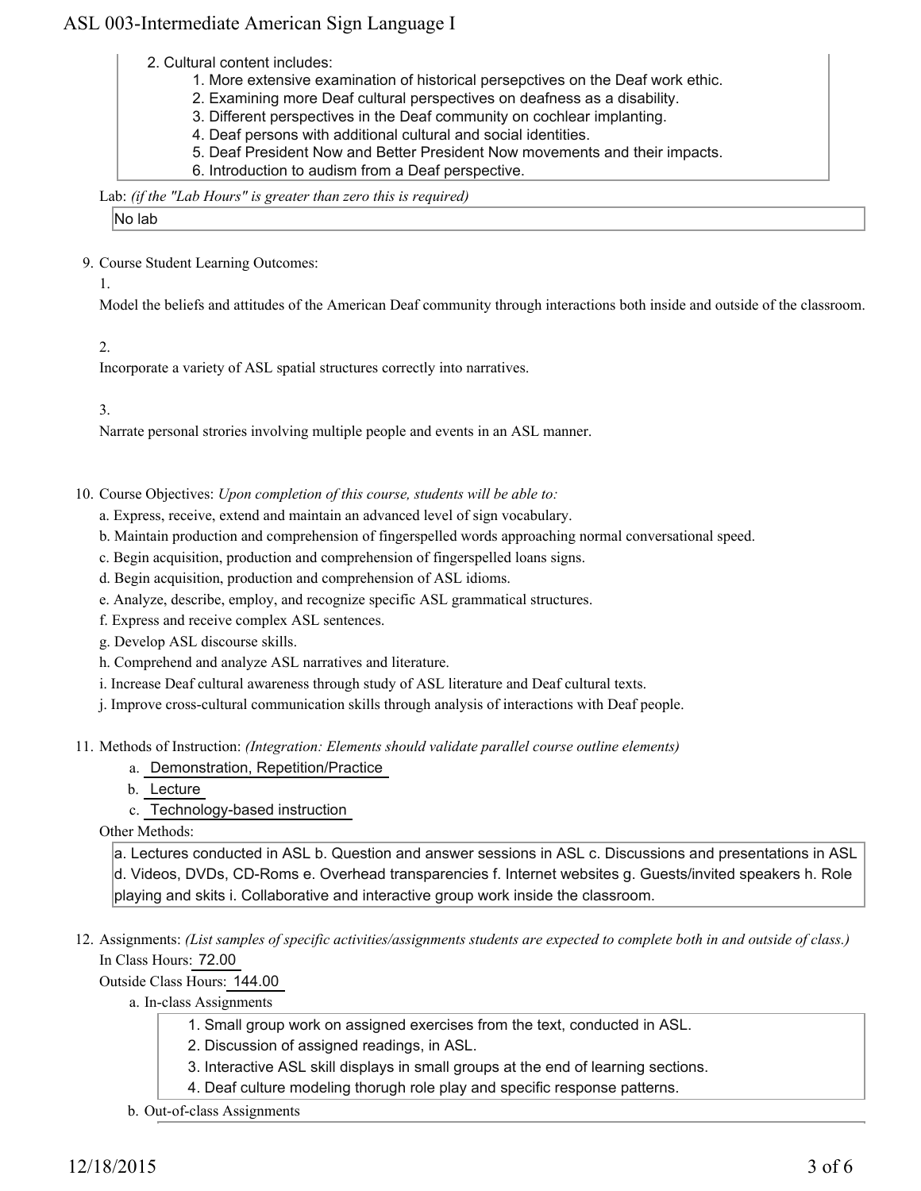2. Cultural content includes:
    1. More extensive examination of historical persepctives on the Deaf work ethic.
    2. Examining more Deaf cultural perspectives on deafness as a disability.
    3. Different perspectives in the Deaf community on cochlear implanting.
    4. Deaf persons with additional cultural and social identities.
    5. Deaf President Now and Better President Now movements and their impacts.
    6. Introduction to audism from a Deaf perspective.

Lab: *(if the "Lab Hours" is greater than zero this is required)*

No lab

9. Course Student Learning Outcomes:

1.

Model the beliefs and attitudes of the American Deaf community through interactions both inside and outside of the classroom.

2.

Incorporate a variety of ASL spatial structures correctly into narratives.

3.

Narrate personal strories involving multiple people and events in an ASL manner.

10. Course Objectives: *Upon completion of this course, students will be able to:*

a. Express, receive, extend and maintain an advanced level of sign vocabulary.

b. Maintain production and comprehension of fingerspelled words approaching normal conversational speed.

c. Begin acquisition, production and comprehension of fingerspelled loans signs.

d. Begin acquisition, production and comprehension of ASL idioms.

e. Analyze, describe, employ, and recognize specific ASL grammatical structures.

f. Express and receive complex ASL sentences.

g. Develop ASL discourse skills.

h. Comprehend and analyze ASL narratives and literature.

i. Increase Deaf cultural awareness through study of ASL literature and Deaf cultural texts.

j. Improve cross-cultural communication skills through analysis of interactions with Deaf people.

11. Methods of Instruction: *(Integration: Elements should validate parallel course outline elements)*

a. Demonstration, Repetition/Practice

b. Lecture

c. Technology-based instruction

Other Methods:

a. Lectures conducted in ASL b. Question and answer sessions in ASL c. Discussions and presentations in ASL d. Videos, DVDs, CD-Roms e. Overhead transparencies f. Internet websites g. Guests/invited speakers h. Role playing and skits i. Collaborative and interactive group work inside the classroom.

12. Assignments: *(List samples of specific activities/assignments students are expected to complete both in and outside of class.)*

In Class Hours: 72.00

Outside Class Hours: 144.00

a. In-class Assignments

1. Small group work on assigned exercises from the text, conducted in ASL.
2. Discussion of assigned readings, in ASL.
3. Interactive ASL skill displays in small groups at the end of learning sections.
4. Deaf culture modeling thorugh role play and specific response patterns.

b. Out-of-class Assignments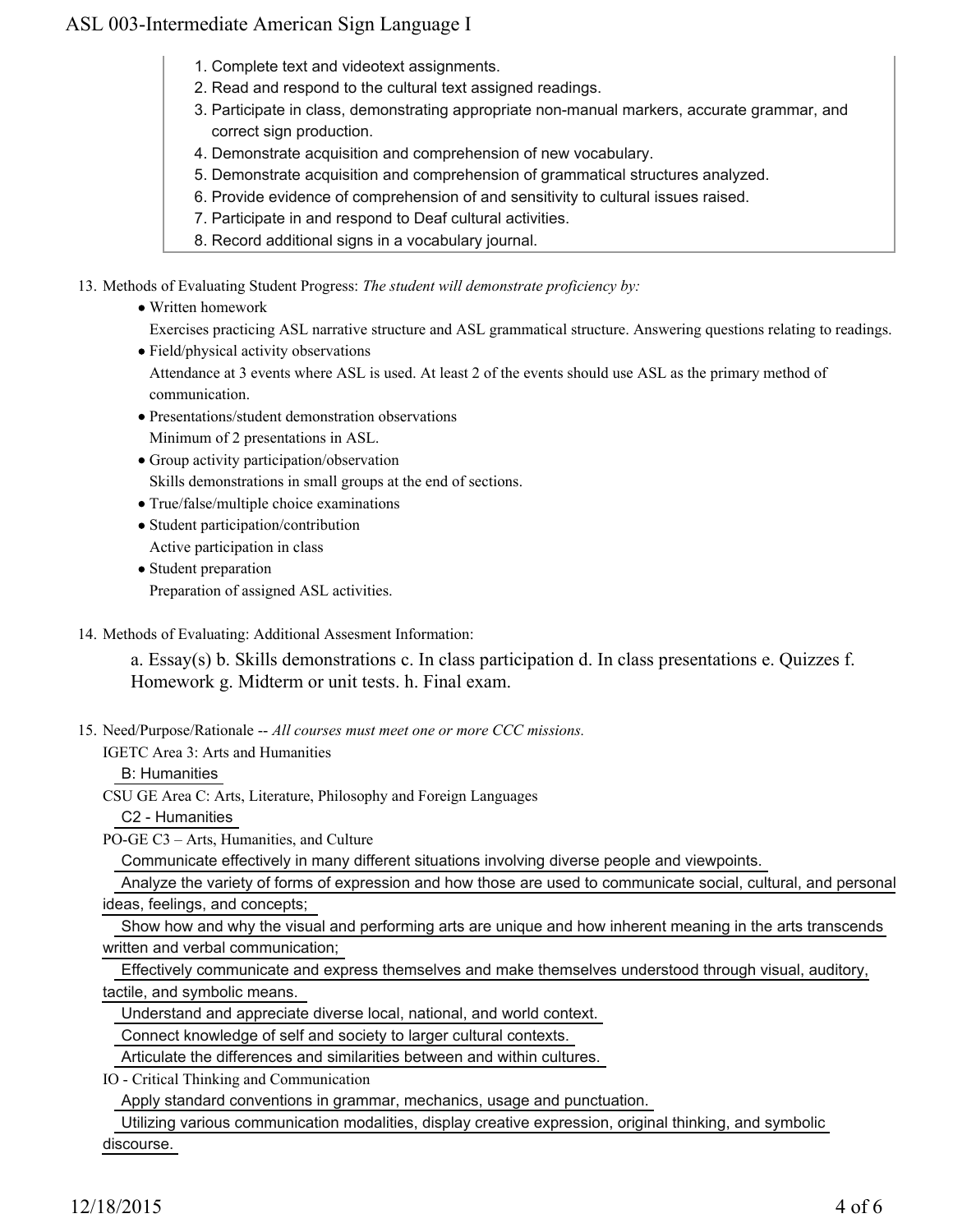1. Complete text and videotext assignments.
2. Read and respond to the cultural text assigned readings.
3. Participate in class, demonstrating appropriate non-manual markers, accurate grammar, and correct sign production.
4. Demonstrate acquisition and comprehension of new vocabulary.
5. Demonstrate acquisition and comprehension of grammatical structures analyzed.
6. Provide evidence of comprehension of and sensitivity to cultural issues raised.
7. Participate in and respond to Deaf cultural activities.
8. Record additional signs in a vocabulary journal.

13. Methods of Evaluating Student Progress: *The student will demonstrate proficiency by:*
    - Written homework
      Exercises practicing ASL narrative structure and ASL grammatical structure. Answering questions relating to readings.
    - Field/physical activity observations
      Attendance at 3 events where ASL is used. At least 2 of the events should use ASL as the primary method of communication.
    - Presentations/student demonstration observations
      Minimum of 2 presentations in ASL.
    - Group activity participation/observation
      Skills demonstrations in small groups at the end of sections.
    - True/false/multiple choice examinations
    - Student participation/contribution
      Active participation in class
    - Student preparation
      Preparation of assigned ASL activities.

14. Methods of Evaluating: Additional Assesment Information:

    a. Essay(s) b. Skills demonstrations c. In class participation d. In class presentations e. Quizzes f. Homework g. Midterm or unit tests. h. Final exam.

15. Need/Purpose/Rationale -- *All courses must meet one or more CCC missions.*

    IGETC Area 3: Arts and Humanities

    B: Humanities

    CSU GE Area C: Arts, Literature, Philosophy and Foreign Languages

    C2 - Humanities

    PO-GE C3 – Arts, Humanities, and Culture

    Communicate effectively in many different situations involving diverse people and viewpoints.

    Analyze the variety of forms of expression and how those are used to communicate social, cultural, and personal ideas, feelings, and concepts;

    Show how and why the visual and performing arts are unique and how inherent meaning in the arts transcends written and verbal communication;

    Effectively communicate and express themselves and make themselves understood through visual, auditory, tactile, and symbolic means.

    Understand and appreciate diverse local, national, and world context.

    Connect knowledge of self and society to larger cultural contexts.

    Articulate the differences and similarities between and within cultures.

    IO - Critical Thinking and Communication

    Apply standard conventions in grammar, mechanics, usage and punctuation.

    Utilizing various communication modalities, display creative expression, original thinking, and symbolic discourse.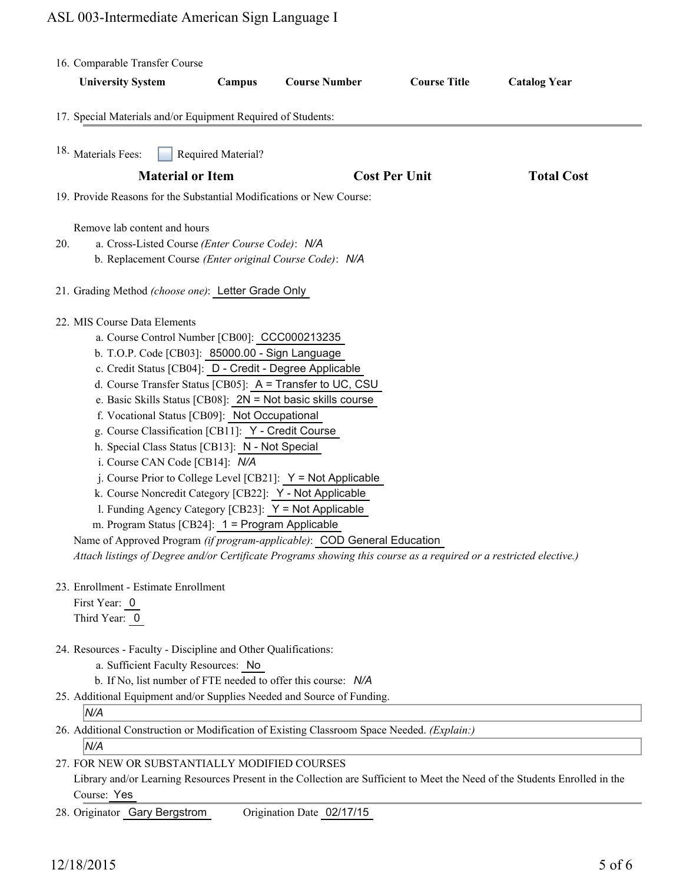16. Comparable Transfer Course

| University System | Campus | Course Number | Course Title | Catalog Year |
|---|---|---|---|---|

17. Special Materials and/or Equipment Required of Students:

18. Materials Fees: ☐ Required Material?

| Material or Item | Cost Per Unit | Total Cost |
|---|---|---|

19. Provide Reasons for the Substantial Modifications or New Course:

Remove lab content and hours

20. a. Cross-Listed Course *(Enter Course Code)*: *N/A*
    b. Replacement Course *(Enter original Course Code)*: *N/A*

21. Grading Method *(choose one)*: Letter Grade Only

22. MIS Course Data Elements
    a. Course Control Number [CB00]: CCC000213235
    b. T.O.P. Code [CB03]: 85000.00 - Sign Language
    c. Credit Status [CB04]: D - Credit - Degree Applicable
    d. Course Transfer Status [CB05]: A = Transfer to UC, CSU
    e. Basic Skills Status [CB08]: 2N = Not basic skills course
    f. Vocational Status [CB09]: Not Occupational
    g. Course Classification [CB11]: Y - Credit Course
    h. Special Class Status [CB13]: N - Not Special
    i. Course CAN Code [CB14]: *N/A*
    j. Course Prior to College Level [CB21]: Y = Not Applicable
    k. Course Noncredit Category [CB22]: Y - Not Applicable
    l. Funding Agency Category [CB23]: Y = Not Applicable
    m. Program Status [CB24]: 1 = Program Applicable

    Name of Approved Program *(if program-applicable)*: COD General Education

    *Attach listings of Degree and/or Certificate Programs showing this course as a required or a restricted elective.)*

23. Enrollment - Estimate Enrollment
    First Year: 0
    Third Year: 0

24. Resources - Faculty - Discipline and Other Qualifications:
    a. Sufficient Faculty Resources: No
    b. If No, list number of FTE needed to offer this course: *N/A*

25. Additional Equipment and/or Supplies Needed and Source of Funding.
    *N/A*

26. Additional Construction or Modification of Existing Classroom Space Needed. *(Explain:)*
    *N/A*

27. FOR NEW OR SUBSTANTIALLY MODIFIED COURSES
    Library and/or Learning Resources Present in the Collection are Sufficient to Meet the Need of the Students Enrolled in the Course: Yes

28. Originator Gary Bergstrom    Origination Date 02/17/15